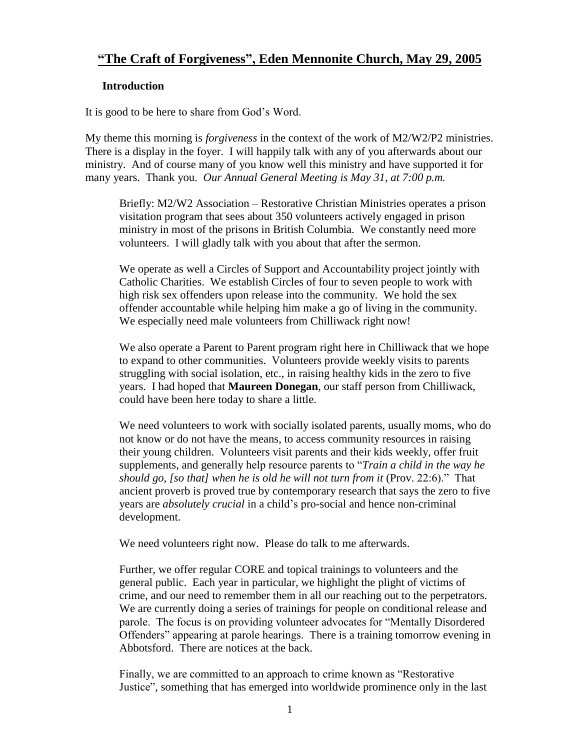# "The Craft of Forgiveness", Eden Mennonite Church, May 29, 2005

## Introduction

It is good to be here to share from God's Word.

My theme this morning is *forgiveness* in the context of the work of M2/W2/P2 ministries. There is a display in the foyer. I will happily talk with any of you afterwards about our ministry. And of course many of you know well this ministry and have supported it for many years. Thank you. *Our Annual General Meeting is May 31, at 7:00 p.m.*

> Briefly: M2/W2 Association – Restorative Christian Ministries operates a prison visitation program that sees about 350 volunteers actively engaged in prison ministry in most of the prisons in British Columbia. We constantly need more volunteers. I will gladly talk with you about that after the sermon.
>
> We operate as well a Circles of Support and Accountability project jointly with Catholic Charities. We establish Circles of four to seven people to work with high risk sex offenders upon release into the community. We hold the sex offender accountable while helping him make a go of living in the community. We especially need male volunteers from Chilliwack right now!
>
> We also operate a Parent to Parent program right here in Chilliwack that we hope to expand to other communities. Volunteers provide weekly visits to parents struggling with social isolation, etc., in raising healthy kids in the zero to five years. I had hoped that **Maureen Donegan**, our staff person from Chilliwack, could have been here today to share a little.
>
> We need volunteers to work with socially isolated parents, usually moms, who do not know or do not have the means, to access community resources in raising their young children. Volunteers visit parents and their kids weekly, offer fruit supplements, and generally help resource parents to "*Train a child in the way he should go, [so that] when he is old he will not turn from it* (Prov. 22:6)." That ancient proverb is proved true by contemporary research that says the zero to five years are *absolutely crucial* in a child's pro-social and hence non-criminal development.
>
> We need volunteers right now. Please do talk to me afterwards.
>
> Further, we offer regular CORE and topical trainings to volunteers and the general public. Each year in particular, we highlight the plight of victims of crime, and our need to remember them in all our reaching out to the perpetrators. We are currently doing a series of trainings for people on conditional release and parole. The focus is on providing volunteer advocates for "Mentally Disordered Offenders" appearing at parole hearings. There is a training tomorrow evening in Abbotsford. There are notices at the back.
>
> Finally, we are committed to an approach to crime known as "Restorative Justice", something that has emerged into worldwide prominence only in the last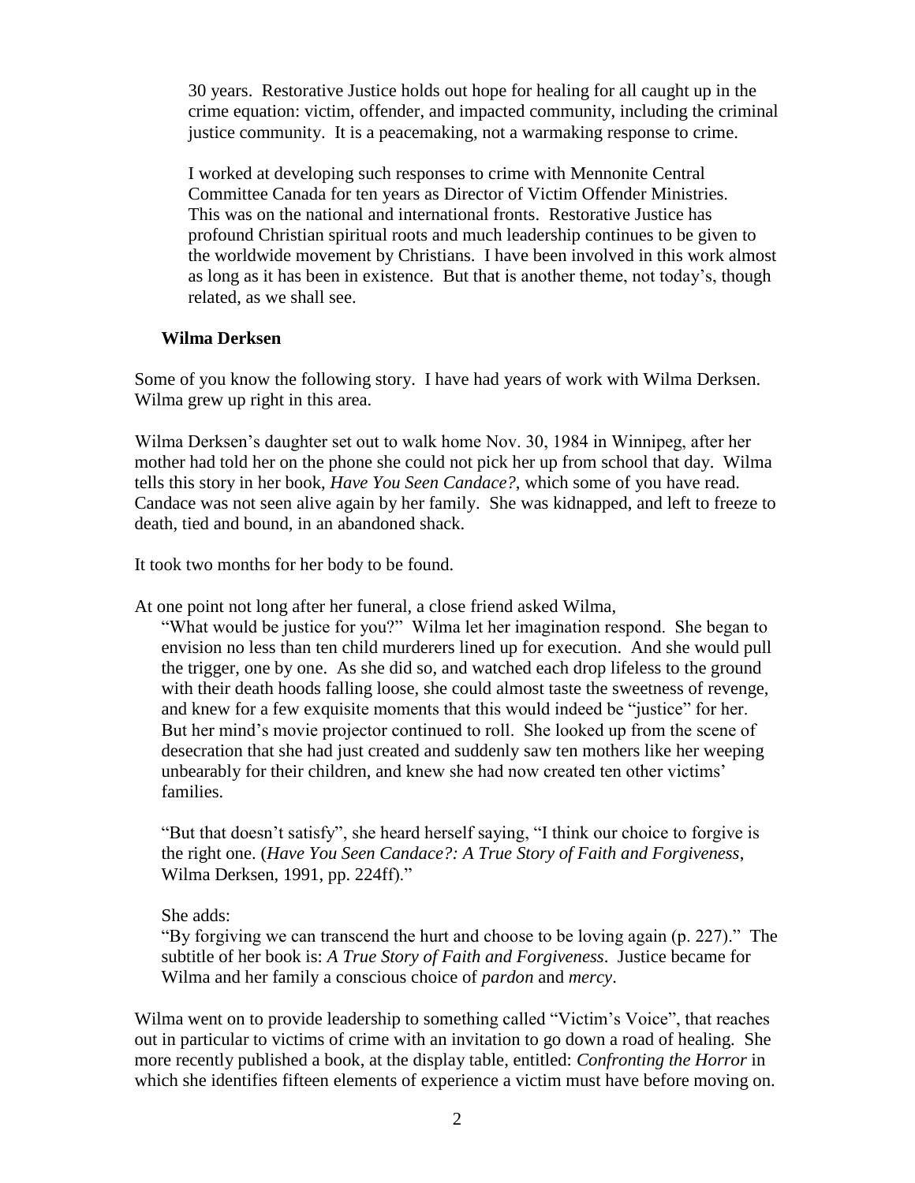30 years. Restorative Justice holds out hope for healing for all caught up in the crime equation: victim, offender, and impacted community, including the criminal justice community. It is a peacemaking, not a warmaking response to crime.

I worked at developing such responses to crime with Mennonite Central Committee Canada for ten years as Director of Victim Offender Ministries. This was on the national and international fronts. Restorative Justice has profound Christian spiritual roots and much leadership continues to be given to the worldwide movement by Christians. I have been involved in this work almost as long as it has been in existence. But that is another theme, not today's, though related, as we shall see.

**Wilma Derksen**

Some of you know the following story. I have had years of work with Wilma Derksen. Wilma grew up right in this area.

Wilma Derksen's daughter set out to walk home Nov. 30, 1984 in Winnipeg, after her mother had told her on the phone she could not pick her up from school that day. Wilma tells this story in her book, *Have You Seen Candace?*, which some of you have read. Candace was not seen alive again by her family. She was kidnapped, and left to freeze to death, tied and bound, in an abandoned shack.

It took two months for her body to be found.

At one point not long after her funeral, a close friend asked Wilma,

> "What would be justice for you?" Wilma let her imagination respond. She began to envision no less than ten child murderers lined up for execution. And she would pull the trigger, one by one. As she did so, and watched each drop lifeless to the ground with their death hoods falling loose, she could almost taste the sweetness of revenge, and knew for a few exquisite moments that this would indeed be "justice" for her. But her mind's movie projector continued to roll. She looked up from the scene of desecration that she had just created and suddenly saw ten mothers like her weeping unbearably for their children, and knew she had now created ten other victims' families.
>
> "But that doesn't satisfy", she heard herself saying, "I think our choice to forgive is the right one. (*Have You Seen Candace?: A True Story of Faith and Forgiveness*, Wilma Derksen, 1991, pp. 224ff)."
>
> She adds:
> "By forgiving we can transcend the hurt and choose to be loving again (p. 227)." The subtitle of her book is: *A True Story of Faith and Forgiveness*. Justice became for Wilma and her family a conscious choice of *pardon* and *mercy*.

Wilma went on to provide leadership to something called "Victim's Voice", that reaches out in particular to victims of crime with an invitation to go down a road of healing. She more recently published a book, at the display table, entitled: *Confronting the Horror* in which she identifies fifteen elements of experience a victim must have before moving on.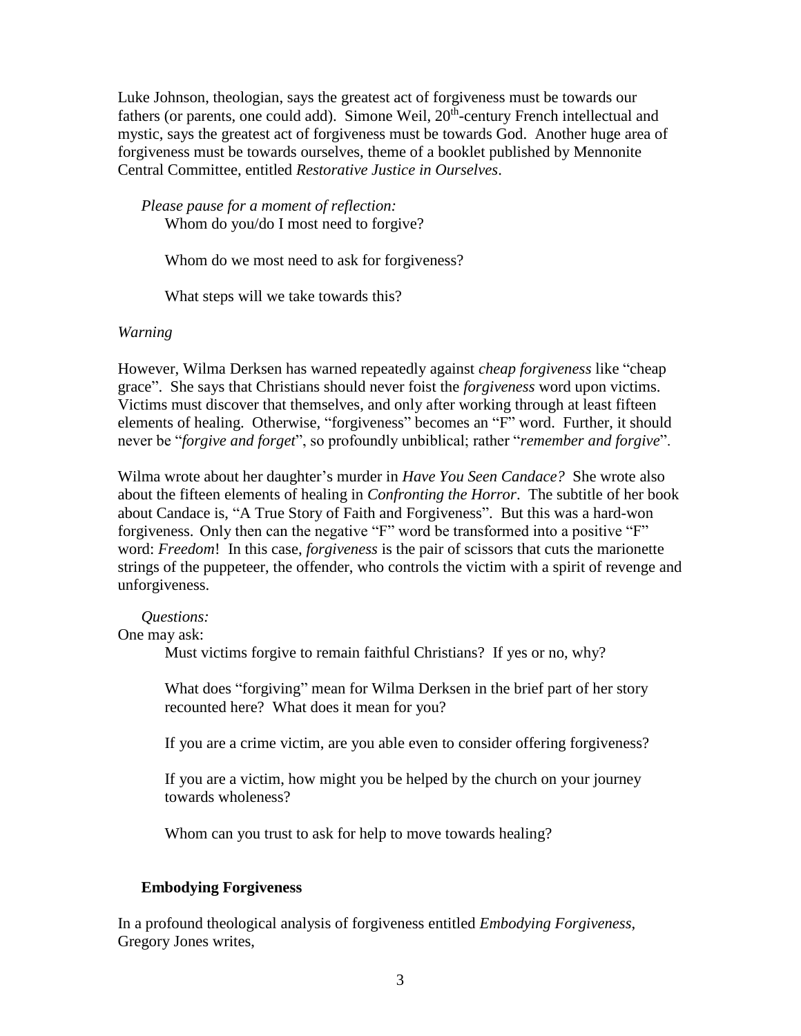Luke Johnson, theologian, says the greatest act of forgiveness must be towards our fathers (or parents, one could add). Simone Weil, 20th-century French intellectual and mystic, says the greatest act of forgiveness must be towards God. Another huge area of forgiveness must be towards ourselves, theme of a booklet published by Mennonite Central Committee, entitled *Restorative Justice in Ourselves*.

*Please pause for a moment of reflection:*

Whom do you/do I most need to forgive?

Whom do we most need to ask for forgiveness?

What steps will we take towards this?

*Warning*

However, Wilma Derksen has warned repeatedly against *cheap forgiveness* like "cheap grace". She says that Christians should never foist the *forgiveness* word upon victims. Victims must discover that themselves, and only after working through at least fifteen elements of healing. Otherwise, "forgiveness" becomes an "F" word. Further, it should never be "*forgive and forget*", so profoundly unbiblical; rather "*remember and forgive*".

Wilma wrote about her daughter's murder in *Have You Seen Candace?* She wrote also about the fifteen elements of healing in *Confronting the Horror*. The subtitle of her book about Candace is, "A True Story of Faith and Forgiveness". But this was a hard-won forgiveness. Only then can the negative "F" word be transformed into a positive "F" word: *Freedom*! In this case, *forgiveness* is the pair of scissors that cuts the marionette strings of the puppeteer, the offender, who controls the victim with a spirit of revenge and unforgiveness.

*Questions:*

One may ask:

Must victims forgive to remain faithful Christians? If yes or no, why?

What does "forgiving" mean for Wilma Derksen in the brief part of her story recounted here? What does it mean for you?

If you are a crime victim, are you able even to consider offering forgiveness?

If you are a victim, how might you be helped by the church on your journey towards wholeness?

Whom can you trust to ask for help to move towards healing?

**Embodying Forgiveness**

In a profound theological analysis of forgiveness entitled *Embodying Forgiveness*, Gregory Jones writes,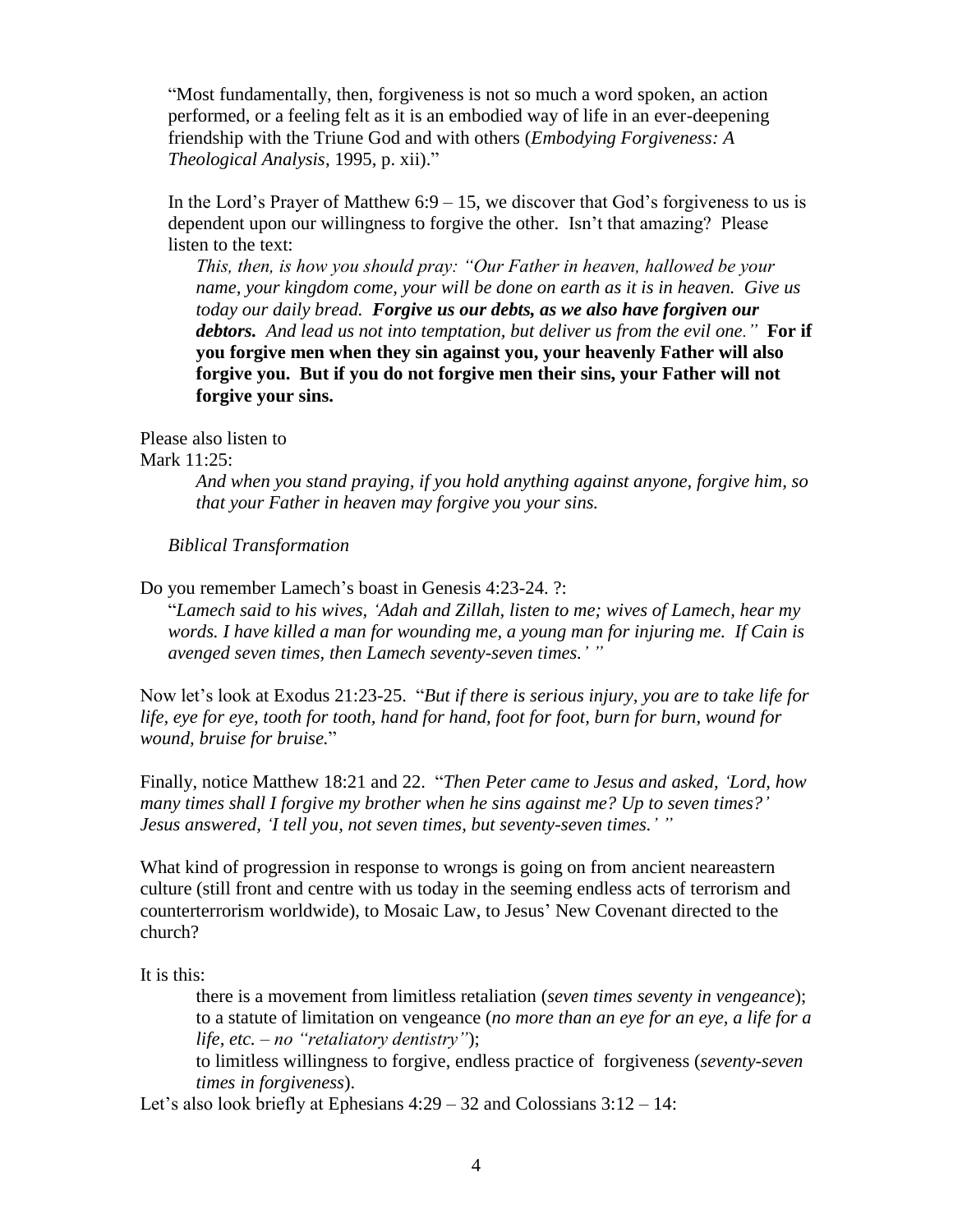"Most fundamentally, then, forgiveness is not so much a word spoken, an action performed, or a feeling felt as it is an embodied way of life in an ever-deepening friendship with the Triune God and with others (*Embodying Forgiveness: A Theological Analysis*, 1995, p. xii)."

In the Lord's Prayer of Matthew 6:9 – 15, we discover that God's forgiveness to us is dependent upon our willingness to forgive the other. Isn't that amazing? Please listen to the text:

> *This, then, is how you should pray: "Our Father in heaven, hallowed be your name, your kingdom come, your will be done on earth as it is in heaven. Give us today our daily bread.* ***Forgive us our debts, as we also have forgiven our debtors.*** *And lead us not into temptation, but deliver us from the evil one."* **For if you forgive men when they sin against you, your heavenly Father will also forgive you. But if you do not forgive men their sins, your Father will not forgive your sins.**

Please also listen to
Mark 11:25:

> *And when you stand praying, if you hold anything against anyone, forgive him, so that your Father in heaven may forgive you your sins.*

*Biblical Transformation*

Do you remember Lamech's boast in Genesis 4:23-24. ?:

"*Lamech said to his wives, 'Adah and Zillah, listen to me; wives of Lamech, hear my words. I have killed a man for wounding me, a young man for injuring me. If Cain is avenged seven times, then Lamech seventy-seven times.' "*

Now let's look at Exodus 21:23-25. "*But if there is serious injury, you are to take life for life, eye for eye, tooth for tooth, hand for hand, foot for foot, burn for burn, wound for wound, bruise for bruise.*"

Finally, notice Matthew 18:21 and 22. "*Then Peter came to Jesus and asked, 'Lord, how many times shall I forgive my brother when he sins against me? Up to seven times?' Jesus answered, 'I tell you, not seven times, but seventy-seven times.' "*

What kind of progression in response to wrongs is going on from ancient neareastern culture (still front and centre with us today in the seeming endless acts of terrorism and counterterrorism worldwide), to Mosaic Law, to Jesus' New Covenant directed to the church?

It is this:

> there is a movement from limitless retaliation (*seven times seventy in vengeance*);
> to a statute of limitation on vengeance (*no more than an eye for an eye, a life for a life, etc. – no "retaliatory dentistry"*);
> to limitless willingness to forgive, endless practice of forgiveness (*seventy-seven times in forgiveness*).

Let's also look briefly at Ephesians 4:29 – 32 and Colossians 3:12 – 14: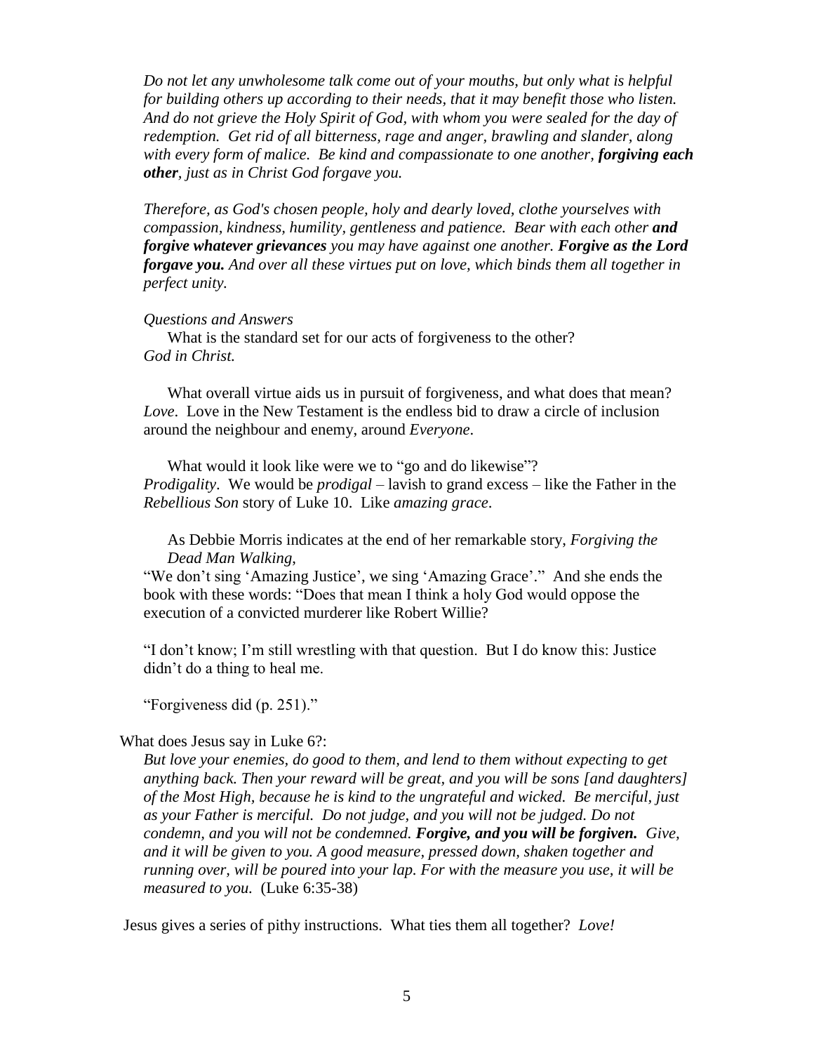*Do not let any unwholesome talk come out of your mouths, but only what is helpful for building others up according to their needs, that it may benefit those who listen. And do not grieve the Holy Spirit of God, with whom you were sealed for the day of redemption. Get rid of all bitterness, rage and anger, brawling and slander, along with every form of malice. Be kind and compassionate to one another, **forgiving each other**, just as in Christ God forgave you.*

*Therefore, as God's chosen people, holy and dearly loved, clothe yourselves with compassion, kindness, humility, gentleness and patience. Bear with each other **and forgive whatever grievances** you may have against one another. **Forgive as the Lord forgave you.** And over all these virtues put on love, which binds them all together in perfect unity.*

*Questions and Answers*

What is the standard set for our acts of forgiveness to the other?
*God in Christ.*

What overall virtue aids us in pursuit of forgiveness, and what does that mean?
*Love*. Love in the New Testament is the endless bid to draw a circle of inclusion around the neighbour and enemy, around *Everyone*.

What would it look like were we to "go and do likewise"?
*Prodigality*. We would be *prodigal* – lavish to grand excess – like the Father in the *Rebellious Son* story of Luke 10. Like *amazing grace*.

As Debbie Morris indicates at the end of her remarkable story, *Forgiving the Dead Man Walking*,
"We don't sing 'Amazing Justice', we sing 'Amazing Grace'." And she ends the book with these words: "Does that mean I think a holy God would oppose the execution of a convicted murderer like Robert Willie?

"I don't know; I'm still wrestling with that question. But I do know this: Justice didn't do a thing to heal me.

"Forgiveness did (p. 251)."

What does Jesus say in Luke 6?:

*But love your enemies, do good to them, and lend to them without expecting to get anything back. Then your reward will be great, and you will be sons [and daughters] of the Most High, because he is kind to the ungrateful and wicked. Be merciful, just as your Father is merciful. Do not judge, and you will not be judged. Do not condemn, and you will not be condemned. **Forgive, and you will be forgiven.** Give, and it will be given to you. A good measure, pressed down, shaken together and running over, will be poured into your lap. For with the measure you use, it will be measured to you.* (Luke 6:35-38)

Jesus gives a series of pithy instructions. What ties them all together? *Love!*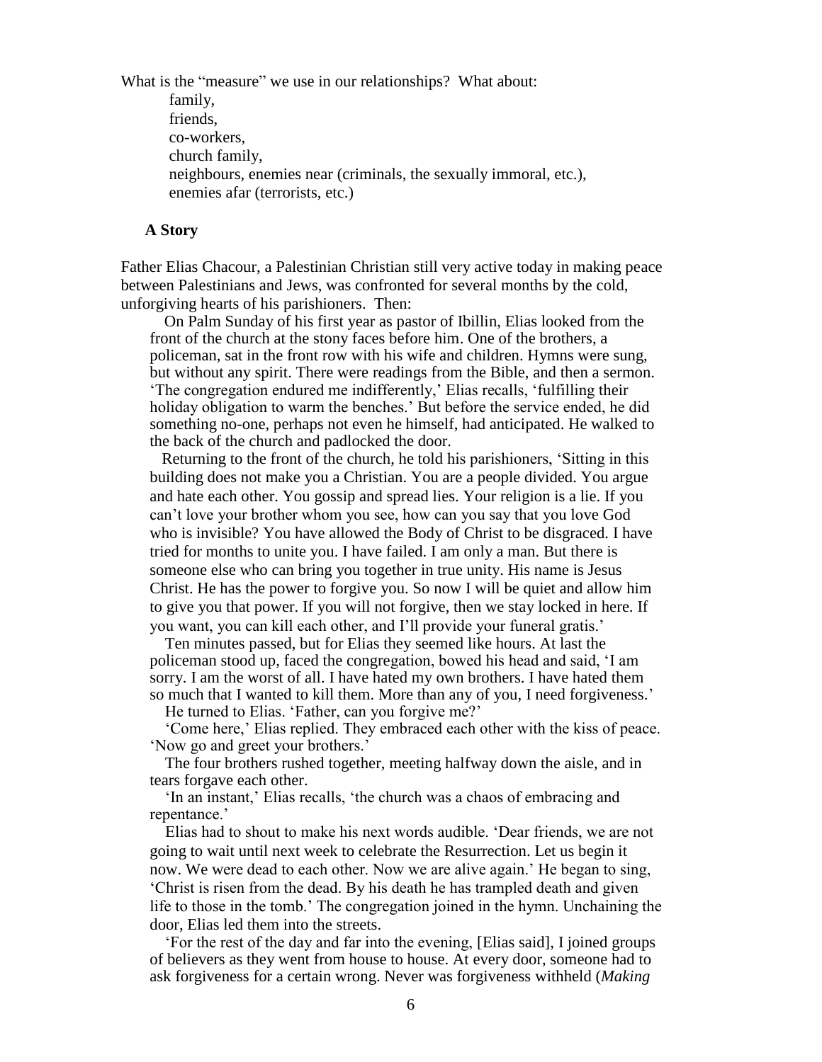What is the "measure" we use in our relationships? What about:

family,
friends,
co-workers,
church family,
neighbours, enemies near (criminals, the sexually immoral, etc.),
enemies afar (terrorists, etc.)

### A Story

Father Elias Chacour, a Palestinian Christian still very active today in making peace between Palestinians and Jews, was confronted for several months by the cold, unforgiving hearts of his parishioners. Then:

> On Palm Sunday of his first year as pastor of Ibillin, Elias looked from the front of the church at the stony faces before him. One of the brothers, a policeman, sat in the front row with his wife and children. Hymns were sung, but without any spirit. There were readings from the Bible, and then a sermon. 'The congregation endured me indifferently,' Elias recalls, 'fulfilling their holiday obligation to warm the benches.' But before the service ended, he did something no-one, perhaps not even he himself, had anticipated. He walked to the back of the church and padlocked the door.
>
> Returning to the front of the church, he told his parishioners, 'Sitting in this building does not make you a Christian. You are a people divided. You argue and hate each other. You gossip and spread lies. Your religion is a lie. If you can't love your brother whom you see, how can you say that you love God who is invisible? You have allowed the Body of Christ to be disgraced. I have tried for months to unite you. I have failed. I am only a man. But there is someone else who can bring you together in true unity. His name is Jesus Christ. He has the power to forgive you. So now I will be quiet and allow him to give you that power. If you will not forgive, then we stay locked in here. If you want, you can kill each other, and I'll provide your funeral gratis.'
>
> Ten minutes passed, but for Elias they seemed like hours. At last the policeman stood up, faced the congregation, bowed his head and said, 'I am sorry. I am the worst of all. I have hated my own brothers. I have hated them so much that I wanted to kill them. More than any of you, I need forgiveness.'
>
> He turned to Elias. 'Father, can you forgive me?'
>
> 'Come here,' Elias replied. They embraced each other with the kiss of peace. 'Now go and greet your brothers.'
>
> The four brothers rushed together, meeting halfway down the aisle, and in tears forgave each other.
>
> 'In an instant,' Elias recalls, 'the church was a chaos of embracing and repentance.'
>
> Elias had to shout to make his next words audible. 'Dear friends, we are not going to wait until next week to celebrate the Resurrection. Let us begin it now. We were dead to each other. Now we are alive again.' He began to sing, 'Christ is risen from the dead. By his death he has trampled death and given life to those in the tomb.' The congregation joined in the hymn. Unchaining the door, Elias led them into the streets.
>
> 'For the rest of the day and far into the evening, [Elias said], I joined groups of believers as they went from house to house. At every door, someone had to ask forgiveness for a certain wrong. Never was forgiveness withheld (*Making*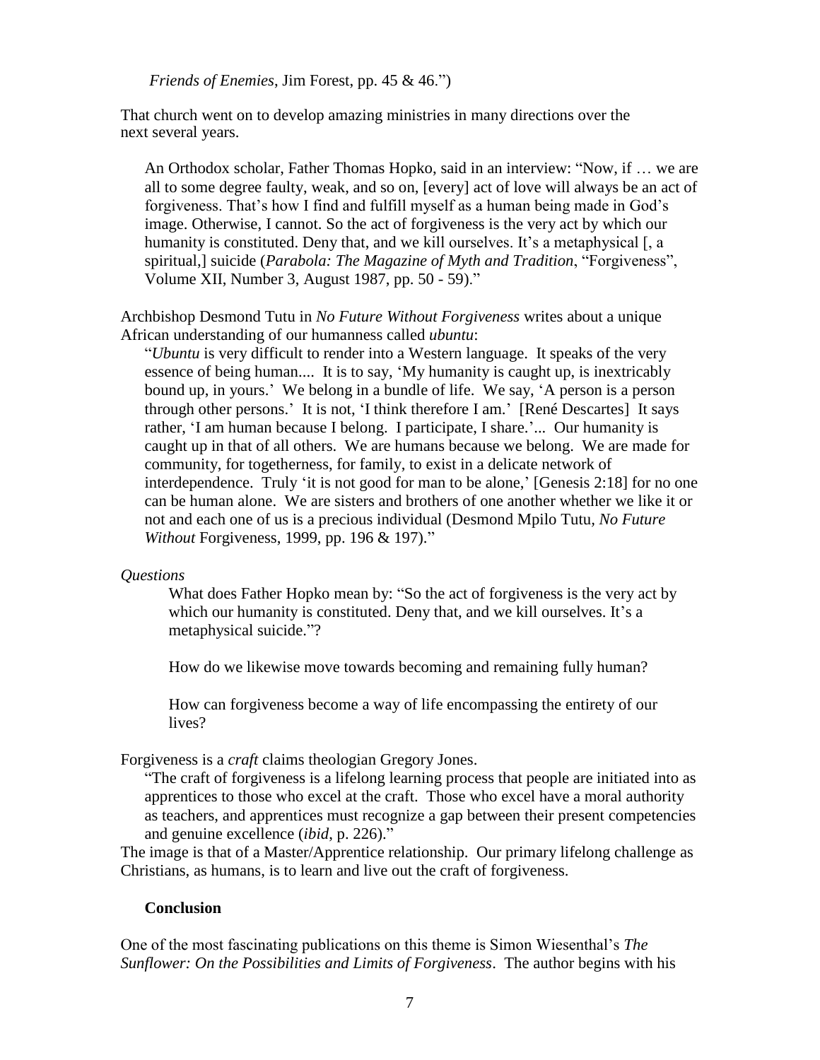*Friends of Enemies*, Jim Forest, pp. 45 & 46.")

That church went on to develop amazing ministries in many directions over the next several years.

> An Orthodox scholar, Father Thomas Hopko, said in an interview: "Now, if … we are all to some degree faulty, weak, and so on, [every] act of love will always be an act of forgiveness. That's how I find and fulfill myself as a human being made in God's image. Otherwise, I cannot. So the act of forgiveness is the very act by which our humanity is constituted. Deny that, and we kill ourselves. It's a metaphysical [, a spiritual,] suicide (*Parabola: The Magazine of Myth and Tradition*, "Forgiveness", Volume XII, Number 3, August 1987, pp. 50 - 59)."

Archbishop Desmond Tutu in *No Future Without Forgiveness* writes about a unique African understanding of our humanness called *ubuntu*:

> "*Ubuntu* is very difficult to render into a Western language. It speaks of the very essence of being human.... It is to say, 'My humanity is caught up, is inextricably bound up, in yours.' We belong in a bundle of life. We say, 'A person is a person through other persons.' It is not, 'I think therefore I am.' [René Descartes] It says rather, 'I am human because I belong. I participate, I share.'... Our humanity is caught up in that of all others. We are humans because we belong. We are made for community, for togetherness, for family, to exist in a delicate network of interdependence. Truly 'it is not good for man to be alone,' [Genesis 2:18] for no one can be human alone. We are sisters and brothers of one another whether we like it or not and each one of us is a precious individual (Desmond Mpilo Tutu, *No Future Without* Forgiveness, 1999, pp. 196 & 197)."

*Questions*

> What does Father Hopko mean by: "So the act of forgiveness is the very act by which our humanity is constituted. Deny that, and we kill ourselves. It's a metaphysical suicide."?
>
> How do we likewise move towards becoming and remaining fully human?
>
> How can forgiveness become a way of life encompassing the entirety of our lives?

Forgiveness is a *craft* claims theologian Gregory Jones.

> "The craft of forgiveness is a lifelong learning process that people are initiated into as apprentices to those who excel at the craft. Those who excel have a moral authority as teachers, and apprentices must recognize a gap between their present competencies and genuine excellence (*ibid*, p. 226)."

The image is that of a Master/Apprentice relationship. Our primary lifelong challenge as Christians, as humans, is to learn and live out the craft of forgiveness.

## Conclusion

One of the most fascinating publications on this theme is Simon Wiesenthal's *The Sunflower: On the Possibilities and Limits of Forgiveness*. The author begins with his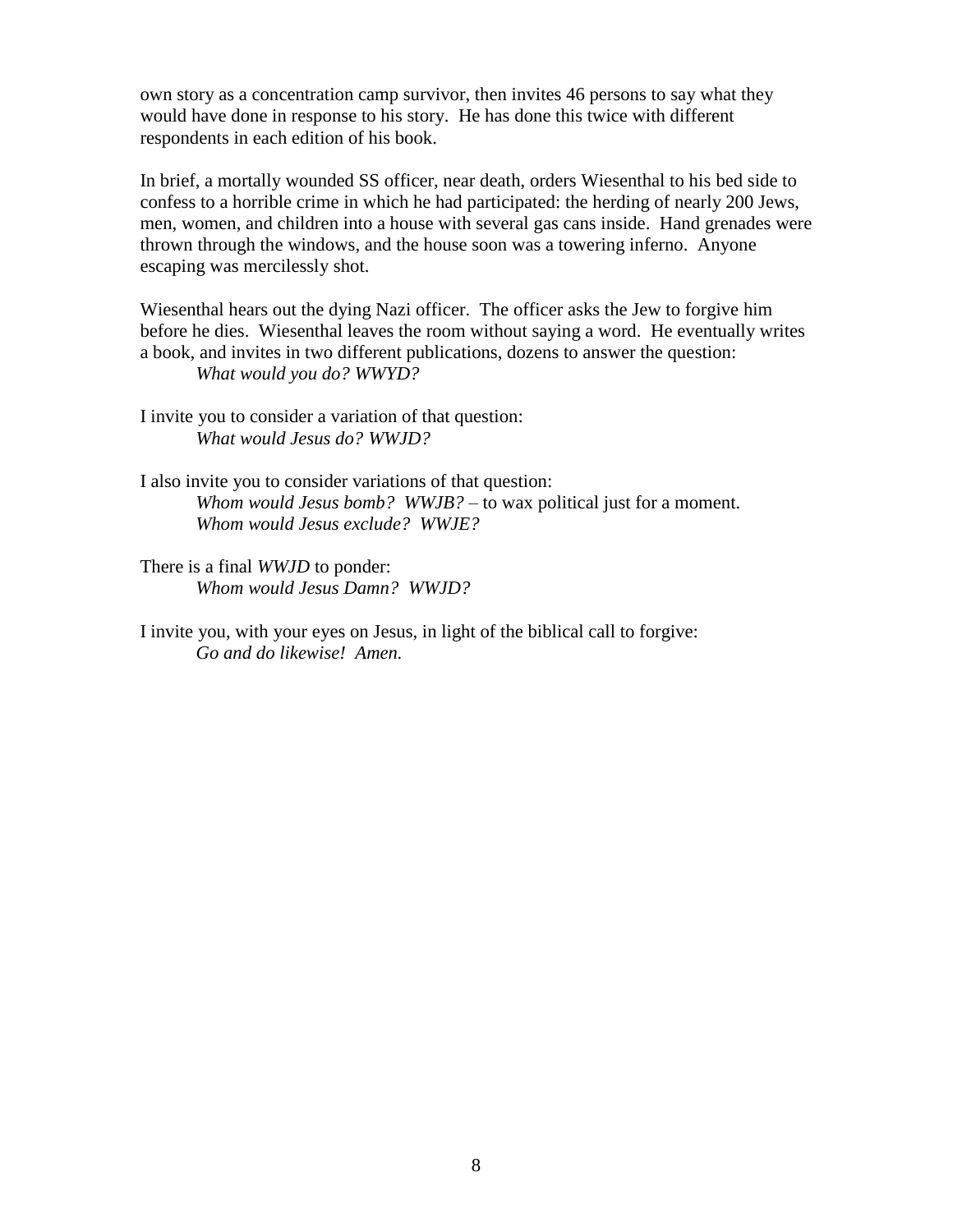own story as a concentration camp survivor, then invites 46 persons to say what they would have done in response to his story. He has done this twice with different respondents in each edition of his book.

In brief, a mortally wounded SS officer, near death, orders Wiesenthal to his bed side to confess to a horrible crime in which he had participated: the herding of nearly 200 Jews, men, women, and children into a house with several gas cans inside. Hand grenades were thrown through the windows, and the house soon was a towering inferno. Anyone escaping was mercilessly shot.

Wiesenthal hears out the dying Nazi officer. The officer asks the Jew to forgive him before he dies. Wiesenthal leaves the room without saying a word. He eventually writes a book, and invites in two different publications, dozens to answer the question:

> *What would you do? WWYD?*

I invite you to consider a variation of that question:

> *What would Jesus do? WWJD?*

I also invite you to consider variations of that question:

> *Whom would Jesus bomb? WWJB?* – to wax political just for a moment.
> *Whom would Jesus exclude? WWJE?*

There is a final *WWJD* to ponder:

> *Whom would Jesus Damn? WWJD?*

I invite you, with your eyes on Jesus, in light of the biblical call to forgive:

> *Go and do likewise! Amen.*